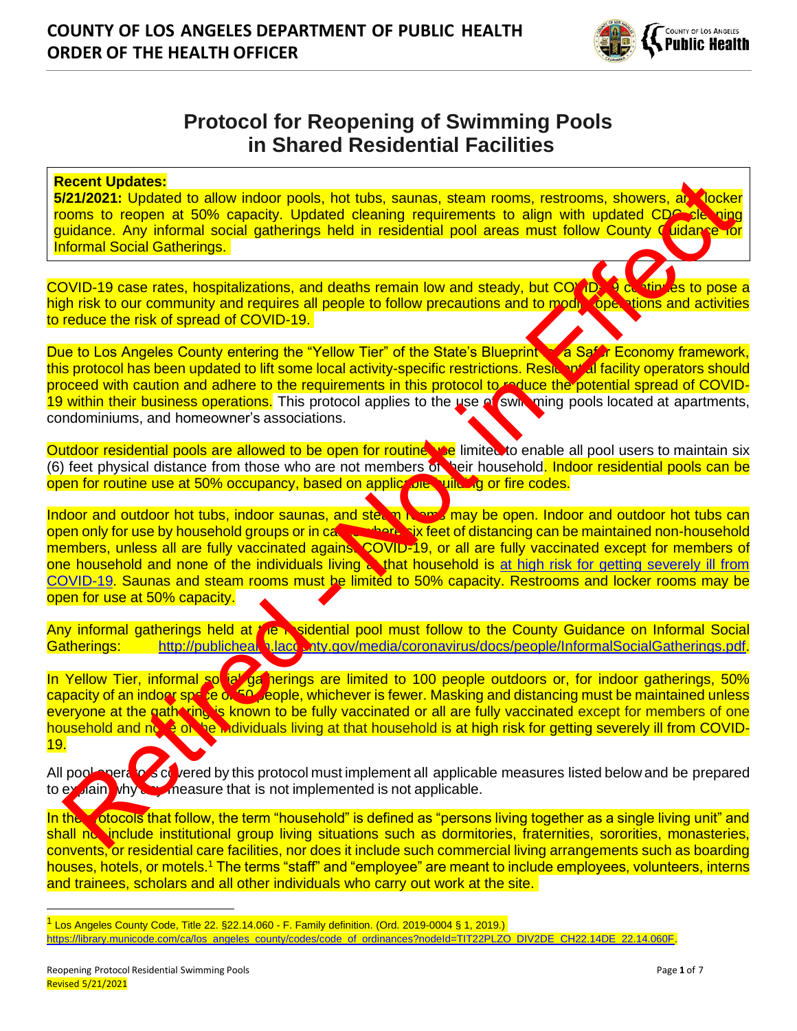# COUNTY OF LOS ANGELES DEPARTMENT OF PUBLIC HEALTH
# ORDER OF THE HEALTH OFFICER

## Protocol for Reopening of Swimming Pools in Shared Residential Facilities

**Recent Updates:**
**5/21/2021:** Updated to allow indoor pools, hot tubs, saunas, steam rooms, restrooms, showers, and locker rooms to reopen at 50% capacity. Updated cleaning requirements to align with updated CDC cleaning guidance. Any informal social gatherings held in residential pool areas must follow County Guidance for Informal Social Gatherings.

COVID-19 case rates, hospitalizations, and deaths remain low and steady, but COVID-19 continues to pose a high risk to our community and requires all people to follow precautions and to modify operations and activities to reduce the risk of spread of COVID-19.

Due to Los Angeles County entering the "Yellow Tier" of the State's Blueprint for a Safer Economy framework, this protocol has been updated to lift some local activity-specific restrictions. Residential facility operators should proceed with caution and adhere to the requirements in this protocol to reduce the potential spread of COVID-19 within their business operations. This protocol applies to the use of swimming pools located at apartments, condominiums, and homeowner's associations.

Outdoor residential pools are allowed to be open for routine use limited to enable all pool users to maintain six (6) feet physical distance from those who are not members of their household. Indoor residential pools can be open for routine use at 50% occupancy, based on applicable building or fire codes.

Indoor and outdoor hot tubs, indoor saunas, and steam rooms may be open. Indoor and outdoor hot tubs can open only for use by household groups or in cases where six feet of distancing can be maintained non-household members, unless all are fully vaccinated against COVID-19, or all are fully vaccinated except for members of one household and none of the individuals living at that household is at high risk for getting severely ill from COVID-19. Saunas and steam rooms must be limited to 50% capacity. Restrooms and locker rooms may be open for use at 50% capacity.

Any informal gatherings held at the residential pool must follow to the County Guidance on Informal Social Gatherings: http://publichealth.lacounty.gov/media/coronavirus/docs/people/InformalSocialGatherings.pdf.

In Yellow Tier, informal social gatherings are limited to 100 people outdoors or, for indoor gatherings, 50% capacity of an indoor space or 50 people, whichever is fewer. Masking and distancing must be maintained unless everyone at the gathering is known to be fully vaccinated or all are fully vaccinated except for members of one household and none of the individuals living at that household is at high risk for getting severely ill from COVID-19.

All pool operators covered by this protocol must implement all applicable measures listed below and be prepared to explain why any measure that is not implemented is not applicable.

In the protocols that follow, the term "household" is defined as "persons living together as a single living unit" and shall not include institutional group living situations such as dormitories, fraternities, sororities, monasteries, convents, or residential care facilities, nor does it include such commercial living arrangements such as boarding houses, hotels, or motels.[1] The terms "staff" and "employee" are meant to include employees, volunteers, interns and trainees, scholars and all other individuals who carry out work at the site.

Retired - Not in Effect

[1] Los Angeles County Code, Title 22. §22.14.060 - F. Family definition. (Ord. 2019-0004 § 1, 2019.) https://library.municode.com/ca/los_angeles_county/codes/code_of_ordinances?nodeId=TIT22PLZO_DIV2DE_CH22.14DE_22.14.060F.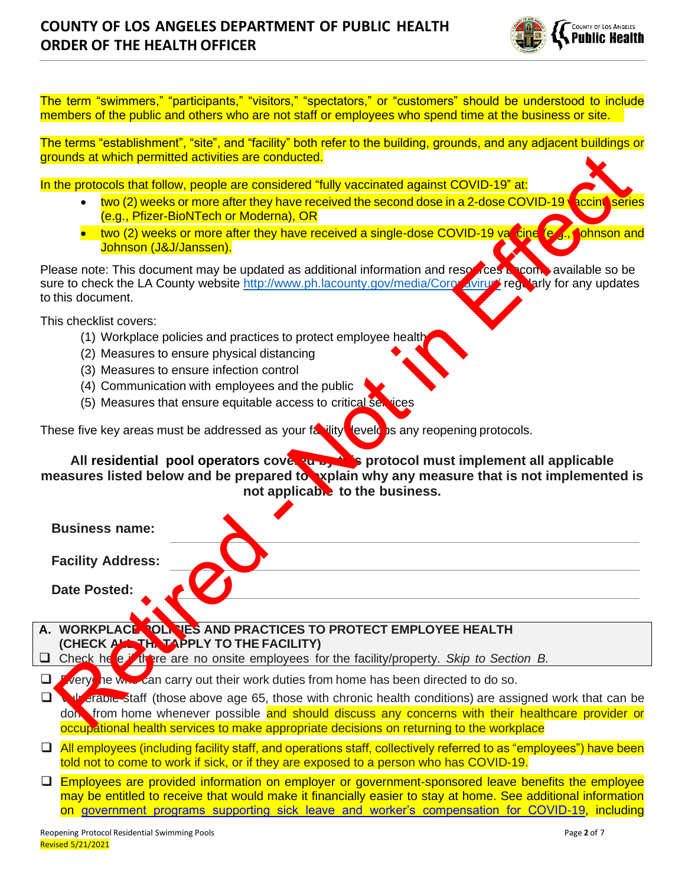The term "swimmers," "participants," "visitors," "spectators," or "customers" should be understood to include members of the public and others who are not staff or employees who spend time at the business or site.

The terms "establishment", "site", and "facility" both refer to the building, grounds, and any adjacent buildings or grounds at which permitted activities are conducted.

In the protocols that follow, people are considered "fully vaccinated against COVID-19" at:

- two (2) weeks or more after they have received the second dose in a 2-dose COVID-19 vaccine series (e.g., Pfizer-BioNTech or Moderna), OR
- two (2) weeks or more after they have received a single-dose COVID-19 vaccine (e.g., Johnson and Johnson (J&J/Janssen).

Please note: This document may be updated as additional information and resources become available so be sure to check the LA County website http://www.ph.lacounty.gov/media/Coronavirus/ regularly for any updates to this document.

This checklist covers:

1. Workplace policies and practices to protect employee health
2. Measures to ensure physical distancing
3. Measures to ensure infection control
4. Communication with employees and the public
5. Measures that ensure equitable access to critical services

These five key areas must be addressed as your facility develops any reopening protocols.

**All residential pool operators covered by this protocol must implement all applicable measures listed below and be prepared to explain why any measure that is not implemented is not applicable to the business.**

**Business name:** \_\_\_\_\_\_\_\_\_\_\_\_\_\_\_\_\_\_\_\_

**Facility Address:** \_\_\_\_\_\_\_\_\_\_\_\_\_\_\_\_\_\_\_\_

**Date Posted:** \_\_\_\_\_\_\_\_\_\_\_\_\_\_\_\_\_\_\_\_

## A. WORKPLACE POLICIES AND PRACTICES TO PROTECT EMPLOYEE HEALTH (CHECK ALL THAT APPLY TO THE FACILITY)

- ❑ Check here if there are no onsite employees for the facility/property. *Skip to Section B.*
- ❑ Everyone who can carry out their work duties from home has been directed to do so.
- ❑ Vulnerable staff (those above age 65, those with chronic health conditions) are assigned work that can be done from home whenever possible and should discuss any concerns with their healthcare provider or occupational health services to make appropriate decisions on returning to the workplace
- ❑ All employees (including facility staff, and operations staff, collectively referred to as "employees") have been told not to come to work if sick, or if they are exposed to a person who has COVID-19.
- ❑ Employees are provided information on employer or government-sponsored leave benefits the employee may be entitled to receive that would make it financially easier to stay at home. See additional information on government programs supporting sick leave and worker's compensation for COVID-19, including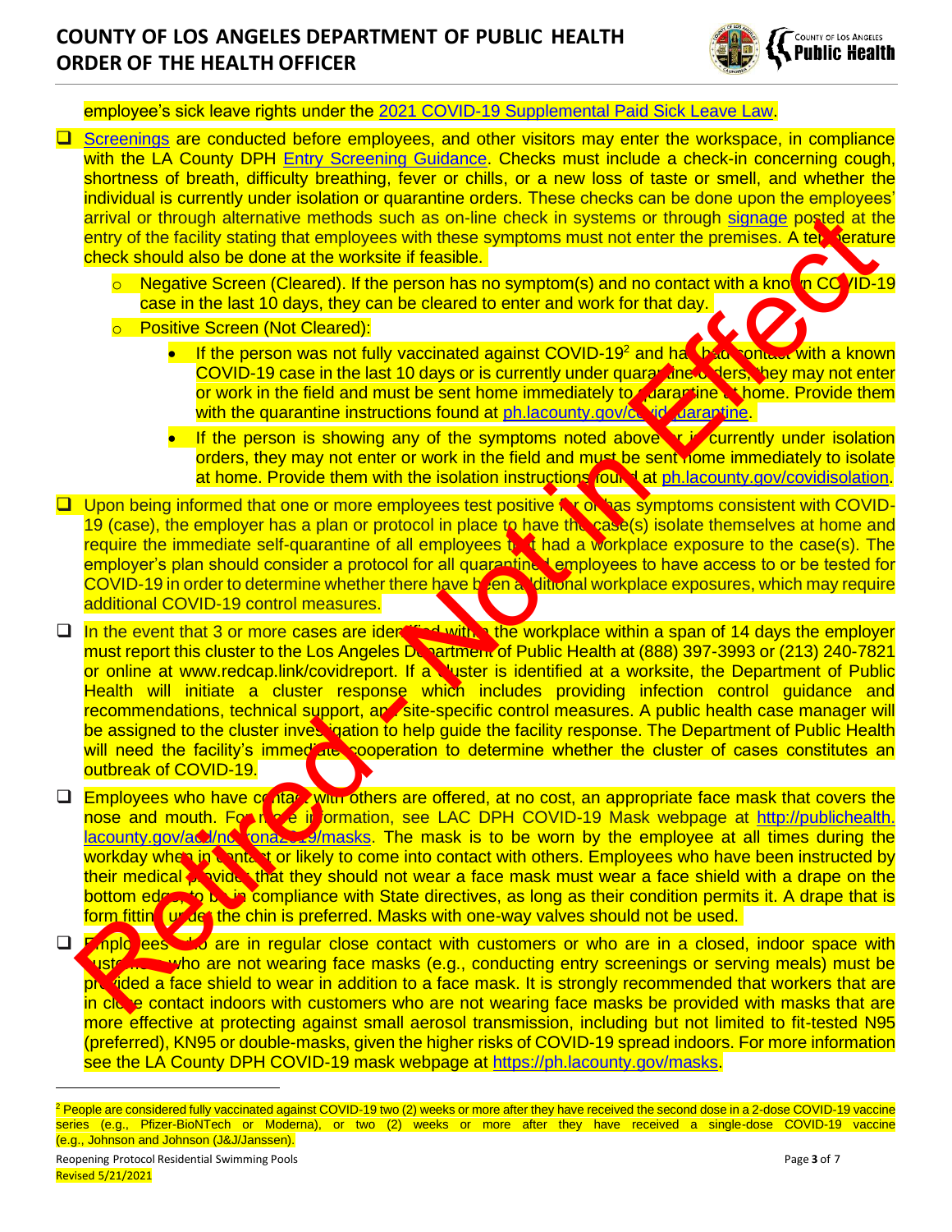employee's sick leave rights under the 2021 COVID-19 Supplemental Paid Sick Leave Law.

- ☐ Screenings are conducted before employees, and other visitors may enter the workspace, in compliance with the LA County DPH Entry Screening Guidance. Checks must include a check-in concerning cough, shortness of breath, difficulty breathing, fever or chills, or a new loss of taste or smell, and whether the individual is currently under isolation or quarantine orders. These checks can be done upon the employees' arrival or through alternative methods such as on-line check in systems or through signage posted at the entry of the facility stating that employees with these symptoms must not enter the premises. A temperature check should also be done at the worksite if feasible.
  - Negative Screen (Cleared). If the person has no symptom(s) and no contact with a known COVID-19 case in the last 10 days, they can be cleared to enter and work for that day.
  - Positive Screen (Not Cleared):
    - If the person was not fully vaccinated against COVID-19[2] and has had contact with a known COVID-19 case in the last 10 days or is currently under quarantine orders, they may not enter or work in the field and must be sent home immediately to quarantine at home. Provide them with the quarantine instructions found at ph.lacounty.gov/covidquarantine.
    - If the person is showing any of the symptoms noted above or is currently under isolation orders, they may not enter or work in the field and must be sent home immediately to isolate at home. Provide them with the isolation instructions found at ph.lacounty.gov/covidisolation.
- ☐ Upon being informed that one or more employees test positive for or has symptoms consistent with COVID-19 (case), the employer has a plan or protocol in place to have the case(s) isolate themselves at home and require the immediate self-quarantine of all employees that had a workplace exposure to the case(s). The employer's plan should consider a protocol for all quarantined employees to have access to or be tested for COVID-19 in order to determine whether there have been additional workplace exposures, which may require additional COVID-19 control measures.
- ☐ In the event that 3 or more cases are identified within the workplace within a span of 14 days the employer must report this cluster to the Los Angeles Department of Public Health at (888) 397-3993 or (213) 240-7821 or online at www.redcap.link/covidreport. If a cluster is identified at a worksite, the Department of Public Health will initiate a cluster response which includes providing infection control guidance and recommendations, technical support, and site-specific control measures. A public health case manager will be assigned to the cluster investigation to help guide the facility response. The Department of Public Health will need the facility's immediate cooperation to determine whether the cluster of cases constitutes an outbreak of COVID-19.
- ☐ Employees who have contact with others are offered, at no cost, an appropriate face mask that covers the nose and mouth. For more information, see LAC DPH COVID-19 Mask webpage at http://publichealth.lacounty.gov/acd/ncorona2019/masks. The mask is to be worn by the employee at all times during the workday when in contact or likely to come into contact with others. Employees who have been instructed by their medical provider that they should not wear a face mask must wear a face shield with a drape on the bottom edge, to be in compliance with State directives, as long as their condition permits it. A drape that is form fitting under the chin is preferred. Masks with one-way valves should not be used.
- ☐ Employees who are in regular close contact with customers or who are in a closed, indoor space with customers who are not wearing face masks (e.g., conducting entry screenings or serving meals) must be provided a face shield to wear in addition to a face mask. It is strongly recommended that workers that are in close contact indoors with customers who are not wearing face masks be provided with masks that are more effective at protecting against small aerosol transmission, including but not limited to fit-tested N95 (preferred), KN95 or double-masks, given the higher risks of COVID-19 spread indoors. For more information see the LA County DPH COVID-19 mask webpage at https://ph.lacounty.gov/masks.

---

[2] People are considered fully vaccinated against COVID-19 two (2) weeks or more after they have received the second dose in a 2-dose COVID-19 vaccine series (e.g., Pfizer-BioNTech or Moderna), or two (2) weeks or more after they have received a single-dose COVID-19 vaccine (e.g., Johnson and Johnson (J&J/Janssen).

Retired - Not in Effect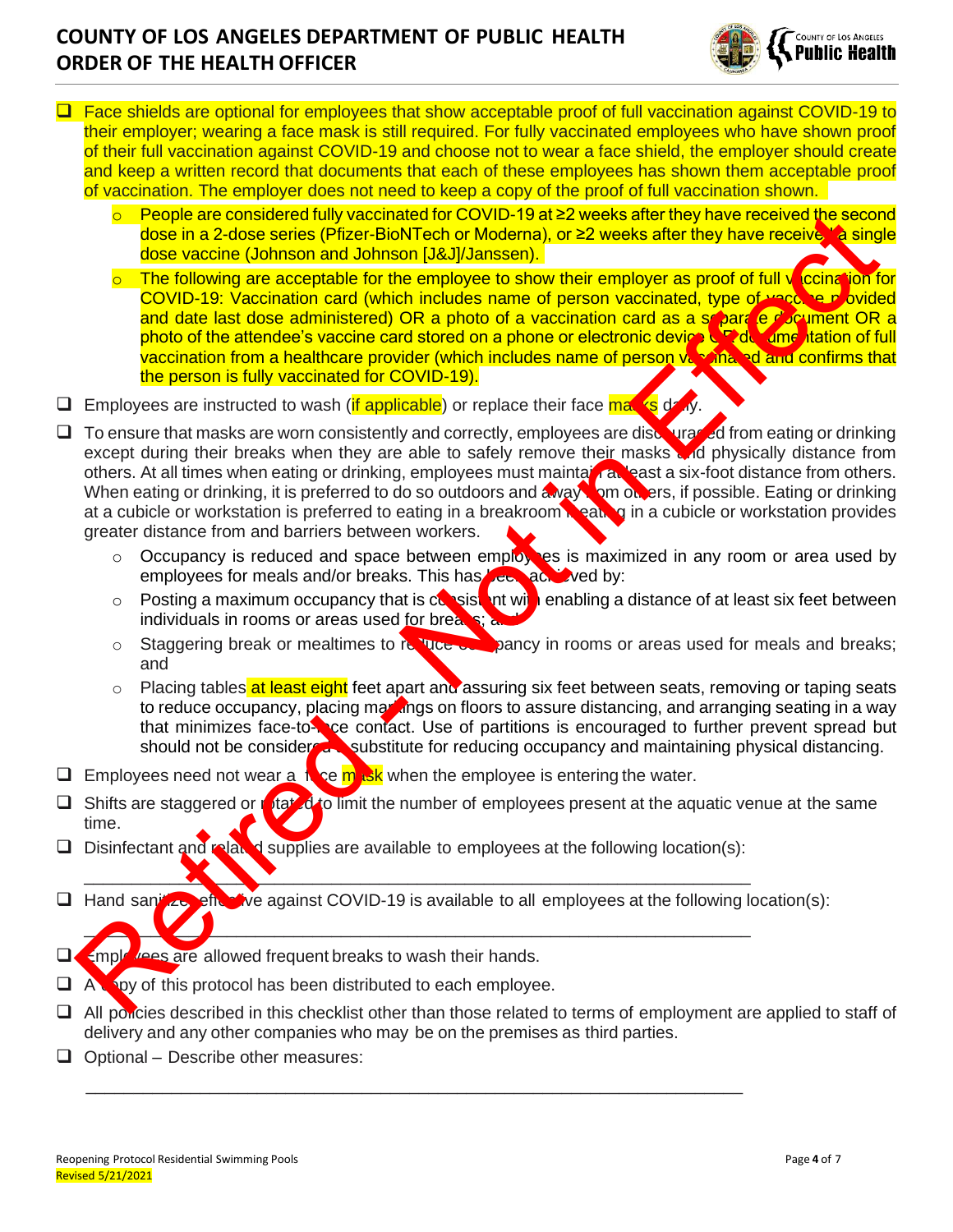- ❑ Face shields are optional for employees that show acceptable proof of full vaccination against COVID-19 to their employer; wearing a face mask is still required. For fully vaccinated employees who have shown proof of their full vaccination against COVID-19 and choose not to wear a face shield, the employer should create and keep a written record that documents that each of these employees has shown them acceptable proof of vaccination. The employer does not need to keep a copy of the proof of full vaccination shown.
  - People are considered fully vaccinated for COVID-19 at ≥2 weeks after they have received the second dose in a 2-dose series (Pfizer-BioNTech or Moderna), or ≥2 weeks after they have received a single dose vaccine (Johnson and Johnson [J&J]/Janssen).
  - The following are acceptable for the employee to show their employer as proof of full vaccination for COVID-19: Vaccination card (which includes name of person vaccinated, type of vaccine provided and date last dose administered) OR a photo of a vaccination card as a separate document OR a photo of the attendee's vaccine card stored on a phone or electronic device OR documentation of full vaccination from a healthcare provider (which includes name of person vaccinated and confirms that the person is fully vaccinated for COVID-19).
- ❑ Employees are instructed to wash (if applicable) or replace their face masks daily.
- ❑ To ensure that masks are worn consistently and correctly, employees are discouraged from eating or drinking except during their breaks when they are able to safely remove their masks and physically distance from others. At all times when eating or drinking, employees must maintain at least a six-foot distance from others. When eating or drinking, it is preferred to do so outdoors and away from others, if possible. Eating or drinking at a cubicle or workstation is preferred to eating in a breakroom if eating in a cubicle or workstation provides greater distance from and barriers between workers.
  - Occupancy is reduced and space between employees is maximized in any room or area used by employees for meals and/or breaks. This has been achieved by:
  - Posting a maximum occupancy that is consistent with enabling a distance of at least six feet between individuals in rooms or areas used for breaks; and
  - Staggering break or mealtimes to reduce occupancy in rooms or areas used for meals and breaks; and
  - Placing tables at least eight feet apart and assuring six feet between seats, removing or taping seats to reduce occupancy, placing markings on floors to assure distancing, and arranging seating in a way that minimizes face-to-face contact. Use of partitions is encouraged to further prevent spread but should not be considered a substitute for reducing occupancy and maintaining physical distancing.
- ❑ Employees need not wear a face mask when the employee is entering the water.
- ❑ Shifts are staggered or rotated to limit the number of employees present at the aquatic venue at the same time.
- ❑ Disinfectant and related supplies are available to employees at the following location(s):

  ____________________________________________________________

- ❑ Hand sanitizer effective against COVID-19 is available to all employees at the following location(s):

  ____________________________________________________________

- ❑ Employees are allowed frequent breaks to wash their hands.
- ❑ A copy of this protocol has been distributed to each employee.
- ❑ All policies described in this checklist other than those related to terms of employment are applied to staff of delivery and any other companies who may be on the premises as third parties.
- ❑ Optional – Describe other measures:

  ____________________________________________________________

Retired - Not in Effect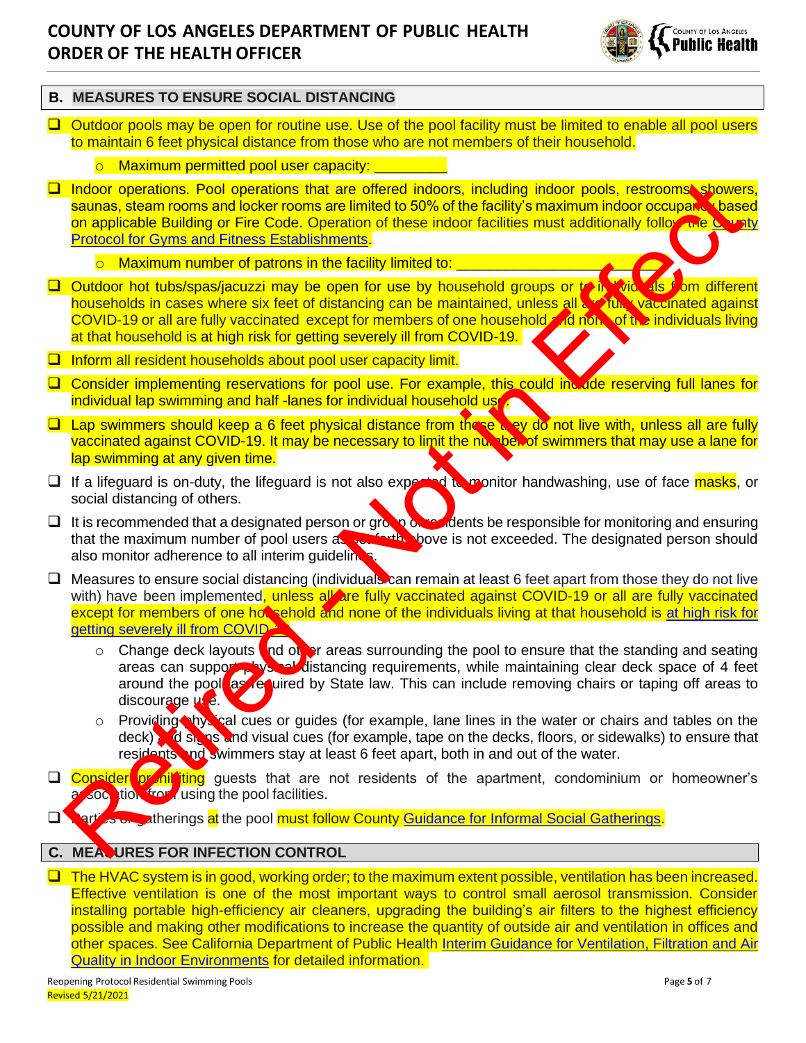## B. MEASURES TO ENSURE SOCIAL DISTANCING

- ☐ Outdoor pools may be open for routine use. Use of the pool facility must be limited to enable all pool users to maintain 6 feet physical distance from those who are not members of their household.
  - Maximum permitted pool user capacity: _________
- ☐ Indoor operations. Pool operations that are offered indoors, including indoor pools, restrooms, showers, saunas, steam rooms and locker rooms are limited to 50% of the facility's maximum indoor occupancy based on applicable Building or Fire Code. Operation of these indoor facilities must additionally follow the County Protocol for Gyms and Fitness Establishments.
  - Maximum number of patrons in the facility limited to: ____________________
- ☐ Outdoor hot tubs/spas/jacuzzi may be open for use by household groups or to individuals from different households in cases where six feet of distancing can be maintained, unless all are fully vaccinated against COVID-19 or all are fully vaccinated except for members of one household and none of the individuals living at that household is at high risk for getting severely ill from COVID-19.
- ☐ Inform all resident households about pool user capacity limit.
- ☐ Consider implementing reservations for pool use. For example, this could include reserving full lanes for individual lap swimming and half -lanes for individual household use.
- ☐ Lap swimmers should keep a 6 feet physical distance from those they do not live with, unless all are fully vaccinated against COVID-19. It may be necessary to limit the number of swimmers that may use a lane for lap swimming at any given time.
- ☐ If a lifeguard is on-duty, the lifeguard is not also expected to monitor handwashing, use of face masks, or social distancing of others.
- ☐ It is recommended that a designated person or group of residents be responsible for monitoring and ensuring that the maximum number of pool users as set forth above is not exceeded. The designated person should also monitor adherence to all interim guidelines.
- ☐ Measures to ensure social distancing (individuals can remain at least 6 feet apart from those they do not live with) have been implemented, unless all are fully vaccinated against COVID-19 or all are fully vaccinated except for members of one household and none of the individuals living at that household is at high risk for getting severely ill from COVID-19.
  - Change deck layouts and other areas surrounding the pool to ensure that the standing and seating areas can support physical distancing requirements, while maintaining clear deck space of 4 feet around the pool as required by State law. This can include removing chairs or taping off areas to discourage use.
  - Providing physical cues or guides (for example, lane lines in the water or chairs and tables on the deck) and signs and visual cues (for example, tape on the decks, floors, or sidewalks) to ensure that residents and swimmers stay at least 6 feet apart, both in and out of the water.
- ☐ Consider prohibiting guests that are not residents of the apartment, condominium or homeowner's association from using the pool facilities.
- ☐ Parties or gatherings at the pool must follow County Guidance for Informal Social Gatherings.

## C. MEASURES FOR INFECTION CONTROL

- ☐ The HVAC system is in good, working order; to the maximum extent possible, ventilation has been increased. Effective ventilation is one of the most important ways to control small aerosol transmission. Consider installing portable high-efficiency air cleaners, upgrading the building's air filters to the highest efficiency possible and making other modifications to increase the quantity of outside air and ventilation in offices and other spaces. See California Department of Public Health Interim Guidance for Ventilation, Filtration and Air Quality in Indoor Environments for detailed information.

Retired - Not in Effect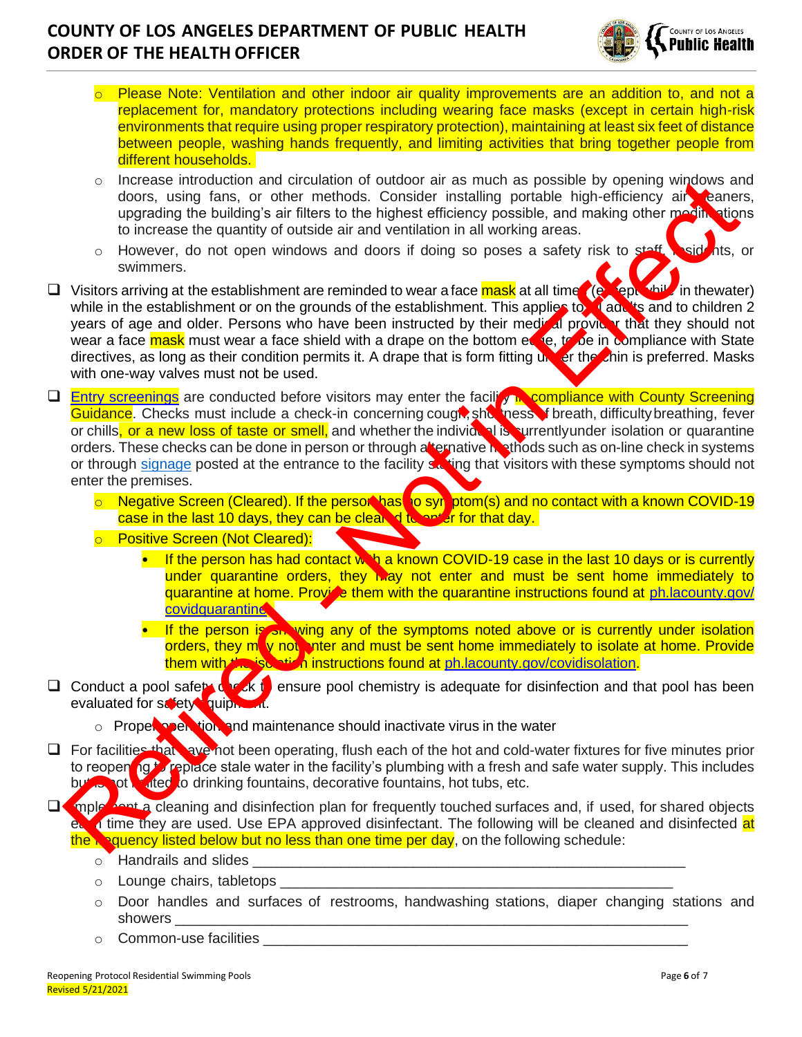- Please Note: Ventilation and other indoor air quality improvements are an addition to, and not a replacement for, mandatory protections including wearing face masks (except in certain high-risk environments that require using proper respiratory protection), maintaining at least six feet of distance between people, washing hands frequently, and limiting activities that bring together people from different households.
- Increase introduction and circulation of outdoor air as much as possible by opening windows and doors, using fans, or other methods. Consider installing portable high-efficiency air cleaners, upgrading the building's air filters to the highest efficiency possible, and making other modifications to increase the quantity of outside air and ventilation in all working areas.
- However, do not open windows and doors if doing so poses a safety risk to staff, residents, or swimmers.

- [ ] Visitors arriving at the establishment are reminded to wear a face mask at all times (except while in the water) while in the establishment or on the grounds of the establishment. This applies to all adults and to children 2 years of age and older. Persons who have been instructed by their medical provider that they should not wear a face mask must wear a face shield with a drape on the bottom edge, to be in compliance with State directives, as long as their condition permits it. A drape that is form fitting under the chin is preferred. Masks with one-way valves must not be used.

- [ ] Entry screenings are conducted before visitors may enter the facility in compliance with County Screening Guidance. Checks must include a check-in concerning cough, shortness of breath, difficulty breathing, fever or chills, or a new loss of taste or smell, and whether the individual is currently under isolation or quarantine orders. These checks can be done in person or through alternative methods such as on-line check in systems or through signage posted at the entrance to the facility stating that visitors with these symptoms should not enter the premises.
  - Negative Screen (Cleared). If the person has no symptom(s) and no contact with a known COVID-19 case in the last 10 days, they can be cleared to enter for that day.
  - Positive Screen (Not Cleared):
    - If the person has had contact with a known COVID-19 case in the last 10 days or is currently under quarantine orders, they may not enter and must be sent home immediately to quarantine at home. Provide them with the quarantine instructions found at ph.lacounty.gov/covidquarantine.
    - If the person is showing any of the symptoms noted above or is currently under isolation orders, they may not enter and must be sent home immediately to isolate at home. Provide them with the isolation instructions found at ph.lacounty.gov/covidisolation.

- [ ] Conduct a pool safety check to ensure pool chemistry is adequate for disinfection and that pool has been evaluated for safety equipment.
  - Proper operation and maintenance should inactivate virus in the water

- [ ] For facilities that have not been operating, flush each of the hot and cold-water fixtures for five minutes prior to reopening to replace stale water in the facility's plumbing with a fresh and safe water supply. This includes but is not limited to drinking fountains, decorative fountains, hot tubs, etc.

- [ ] Implement a cleaning and disinfection plan for frequently touched surfaces and, if used, for shared objects each time they are used. Use EPA approved disinfectant. The following will be cleaned and disinfected at the frequency listed below but no less than one time per day, on the following schedule:
  - Handrails and slides ____________________________________________________
  - Lounge chairs, tabletops ________________________________________________
  - Door handles and surfaces of restrooms, handwashing stations, diaper changing stations and showers ____________________________________________________________
  - Common-use facilities ___________________________________________________

Retired - Not in Effect

Reopening Protocol Residential Swimming Pools
Revised 5/21/2021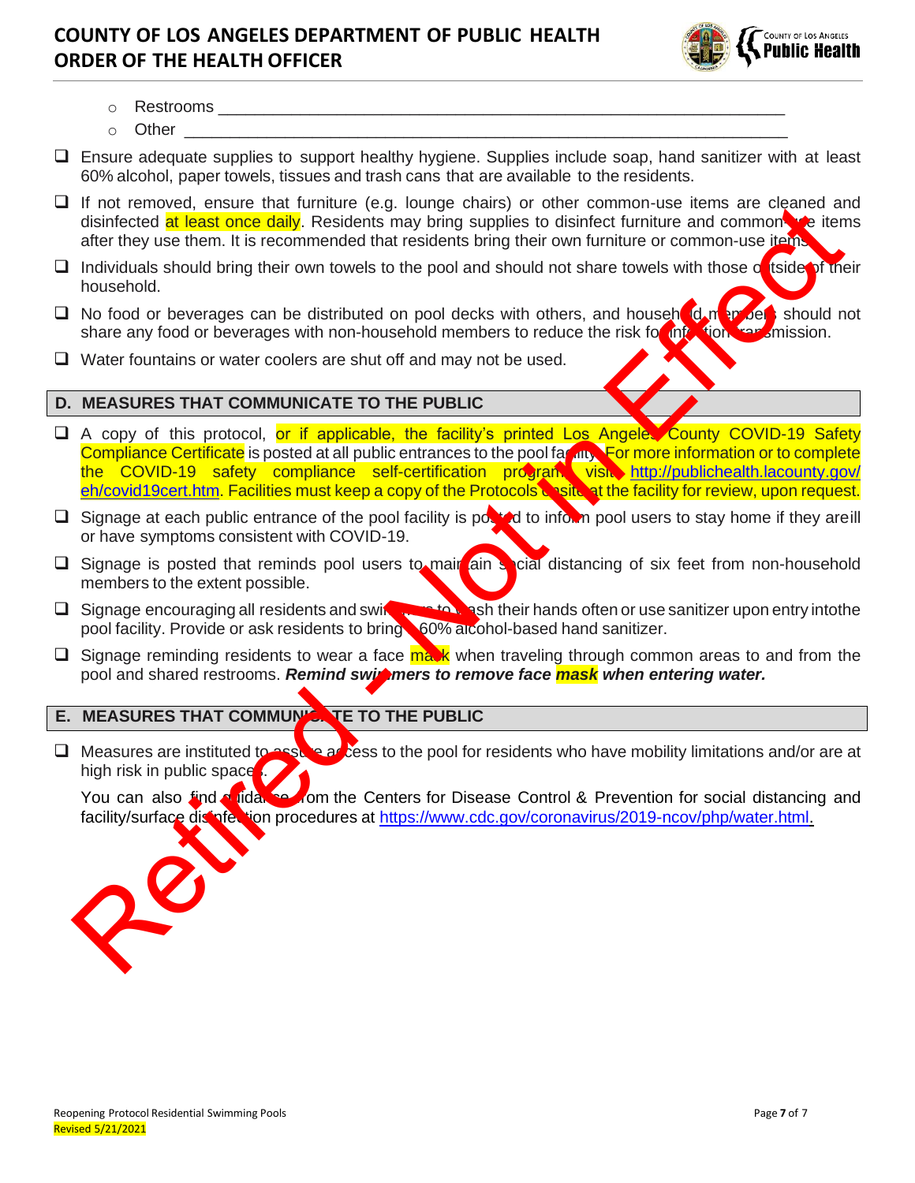- Restrooms ___________________________________________________________
- Other ______________________________________________________________

- ❑ Ensure adequate supplies to support healthy hygiene. Supplies include soap, hand sanitizer with at least 60% alcohol, paper towels, tissues and trash cans that are available to the residents.
- ❑ If not removed, ensure that furniture (e.g. lounge chairs) or other common-use items are cleaned and disinfected at least once daily. Residents may bring supplies to disinfect furniture and common-use items after they use them. It is recommended that residents bring their own furniture or common-use items.
- ❑ Individuals should bring their own towels to the pool and should not share towels with those outside of their household.
- ❑ No food or beverages can be distributed on pool decks with others, and household members should not share any food or beverages with non-household members to reduce the risk for infection transmission.
- ❑ Water fountains or water coolers are shut off and may not be used.

## D. MEASURES THAT COMMUNICATE TO THE PUBLIC

- ❑ A copy of this protocol, or if applicable, the facility's printed Los Angeles County COVID-19 Safety Compliance Certificate is posted at all public entrances to the pool facility. For more information or to complete the COVID-19 safety compliance self-certification program, visit http://publichealth.lacounty.gov/eh/covid19cert.htm. Facilities must keep a copy of the Protocols onsite at the facility for review, upon request.
- ❑ Signage at each public entrance of the pool facility is posted to inform pool users to stay home if they areill or have symptoms consistent with COVID-19.
- ❑ Signage is posted that reminds pool users to maintain social distancing of six feet from non-household members to the extent possible.
- ❑ Signage encouraging all residents and swimmers to wash their hands often or use sanitizer upon entry intothe pool facility. Provide or ask residents to bring 60% alcohol-based hand sanitizer.
- ❑ Signage reminding residents to wear a face mask when traveling through common areas to and from the pool and shared restrooms. ***Remind swimmers to remove face mask when entering water.***

## E. MEASURES THAT COMMUNICATE TO THE PUBLIC

- ❑ Measures are instituted to assure access to the pool for residents who have mobility limitations and/or are at high risk in public spaces.

  You can also find guidance from the Centers for Disease Control & Prevention for social distancing and facility/surface disinfection procedures at https://www.cdc.gov/coronavirus/2019-ncov/php/water.html.

Retired - Not in Effect

Reopening Protocol Residential Swimming Pools
Revised 5/21/2021